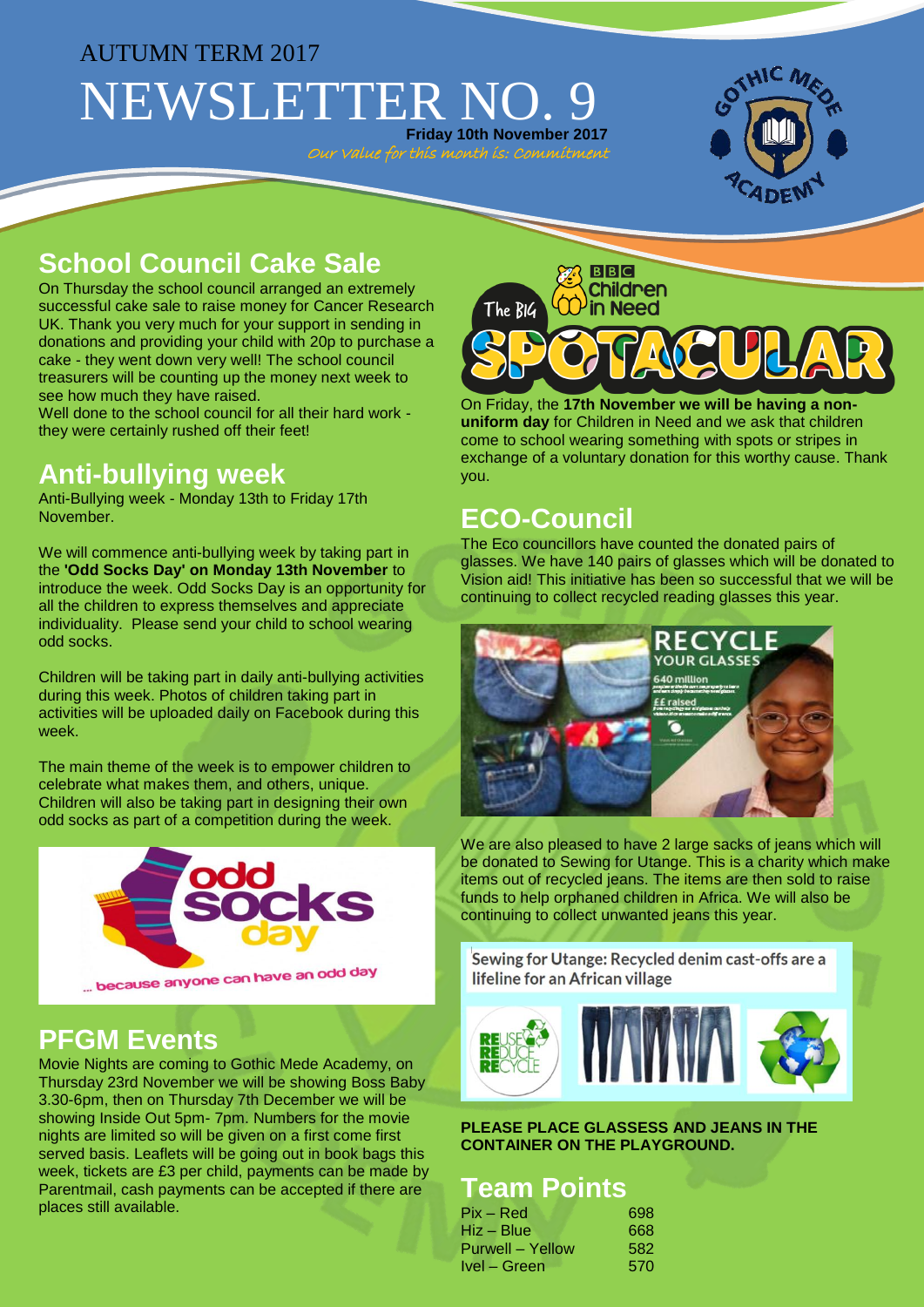AUTUMN TERM 2017

# NEWSLETTER NO. 9

**Friday 10th November 2017**

*Our Value for this month is: Commitment*

## School Council Cake Sale

On Thursday the school council arranged an extremely successful cake sale to raise money for Cancer Research UK. Thank you very much for your support in sending in donations and providing your child with 20p to purchase a cake - they went down very well! The school council treasurers will be counting up the money next week to see how much they have raised.

Well done to the school council for all their hard work - they were certainly rushed off their feet!

## Anti-bullying week

Anti-Bullying week - Monday 13th to Friday 17th November.

We will commence anti-bullying week by taking part in the **'Odd Socks Day' on Monday 13th November** to introduce the week. Odd Socks Day is an opportunity for all the children to express themselves and appreciate individuality. Please send your child to school wearing odd socks.

Children will be taking part in daily anti-bullying activities during this week. Photos of children taking part in activities will be uploaded daily on Facebook during this week.

The main theme of the week is to empower children to celebrate what makes them, and others, unique. Children will also be taking part in designing their own odd socks as part of a competition during the week.

## PFGM Events

Movie Nights are coming to Gothic Mede Academy, on Thursday 23rd November we will be showing Boss Baby 3.30-6pm, then on Thursday 7th December we will be showing Inside Out 5pm- 7pm. Numbers for the movie nights are limited so will be given on a first come first served basis. Leaflets will be going out in book bags this week, tickets are £3 per child, payments can be made by Parentmail, cash payments can be accepted if there are places still available.

On Friday, the **17th November we will be having a non-uniform day** for Children in Need and we ask that children come to school wearing something with spots or stripes in exchange of a voluntary donation for this worthy cause. Thank you.

## ECO-Council

The Eco councillors have counted the donated pairs of glasses. We have 140 pairs of glasses which will be donated to Vision aid! This initiative has been so successful that we will be continuing to collect recycled reading glasses this year.

We are also pleased to have 2 large sacks of jeans which will be donated to Sewing for Utange. This is a charity which make items out of recycled jeans. The items are then sold to raise funds to help orphaned children in Africa. We will also be continuing to collect unwanted jeans this year.

**PLEASE PLACE GLASSESS AND JEANS IN THE CONTAINER ON THE PLAYGROUND.**

## Team Points

| | |
|---|---|
| Pix – Red | 698 |
| Hiz – Blue | 668 |
| Purwell – Yellow | 582 |
| Ivel – Green | 570 |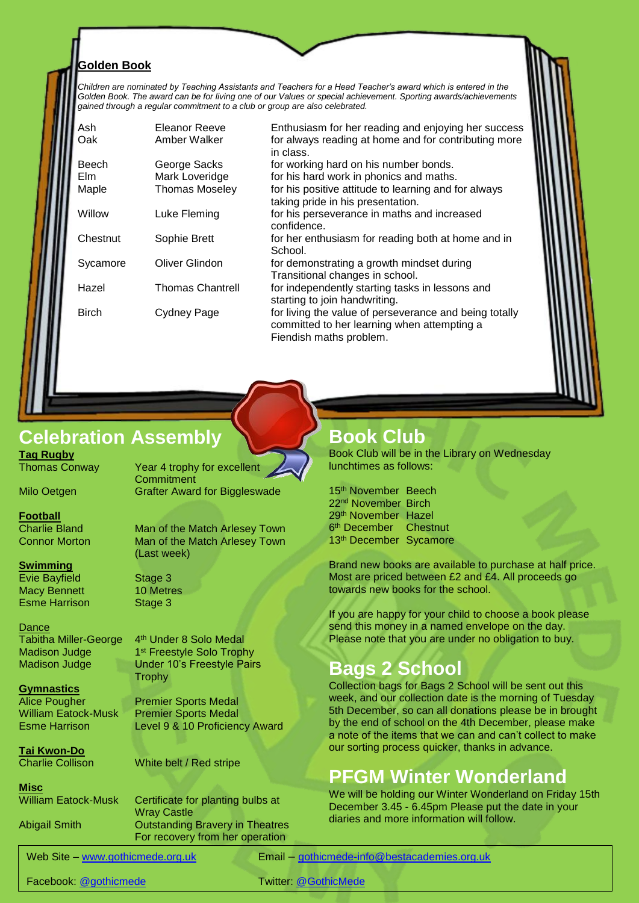## Golden Book

*Children are nominated by Teaching Assistants and Teachers for a Head Teacher's award which is entered in the Golden Book. The award can be for living one of our Values or special achievement. Sporting awards/achievements gained through a regular commitment to a club or group are also celebrated.*

| | | |
|---|---|---|
| Ash | Eleanor Reeve | Enthusiasm for her reading and enjoying her success |
| Oak | Amber Walker | for always reading at home and for contributing more in class. |
| Beech | George Sacks | for working hard on his number bonds. |
| Elm | Mark Loveridge | for his hard work in phonics and maths. |
| Maple | Thomas Moseley | for his positive attitude to learning and for always taking pride in his presentation. |
| Willow | Luke Fleming | for his perseverance in maths and increased confidence. |
| Chestnut | Sophie Brett | for her enthusiasm for reading both at home and in School. |
| Sycamore | Oliver Glindon | for demonstrating a growth mindset during Transitional changes in school. |
| Hazel | Thomas Chantrell | for independently starting tasks in lessons and starting to join handwriting. |
| Birch | Cydney Page | for living the value of perseverance and being totally committed to her learning when attempting a Fiendish maths problem. |

## Celebration Assembly

**Tag Rugby**

| | |
|---|---|
| Thomas Conway | Year 4 trophy for excellent Commitment |
| Milo Oetgen | Grafter Award for Biggleswade |

**Football**

| | |
|---|---|
| Charlie Bland | Man of the Match Arlesey Town |
| Connor Morton | Man of the Match Arlesey Town (Last week) |

**Swimming**

| | |
|---|---|
| Evie Bayfield | Stage 3 |
| Macy Bennett | 10 Metres |
| Esme Harrison | Stage 3 |

Dance

| | |
|---|---|
| Tabitha Miller-George | 4th Under 8 Solo Medal |
| Madison Judge | 1st Freestyle Solo Trophy |
| Madison Judge | Under 10's Freestyle Pairs Trophy |

**Gymnastics**

| | |
|---|---|
| Alice Pougher | Premier Sports Medal |
| William Eatock-Musk | Premier Sports Medal |
| Esme Harrison | Level 9 & 10 Proficiency Award |

**Tai Kwon-Do**

| | |
|---|---|
| Charlie Collison | White belt / Red stripe |

**Misc**

| | |
|---|---|
| William Eatock-Musk | Certificate for planting bulbs at Wray Castle |
| Abigail Smith | Outstanding Bravery in Theatres For recovery from her operation |

## Book Club

Book Club will be in the Library on Wednesday lunchtimes as follows:

| | |
|---|---|
| 15th November | Beech |
| 22nd November | Birch |
| 29th November | Hazel |
| 6th December | Chestnut |
| 13th December | Sycamore |

Brand new books are available to purchase at half price. Most are priced between £2 and £4. All proceeds go towards new books for the school.

If you are happy for your child to choose a book please send this money in a named envelope on the day. Please note that you are under no obligation to buy.

## Bags 2 School

Collection bags for Bags 2 School will be sent out this week, and our collection date is the morning of Tuesday 5th December, so can all donations please be in brought by the end of school on the 4th December, please make a note of the items that we can and can't collect to make our sorting process quicker, thanks in advance.

## PFGM Winter Wonderland

We will be holding our Winter Wonderland on Friday 15th December 3.45 - 6.45pm Please put the date in your diaries and more information will follow.

Web Site – www.gothicmede.org.uk Email – gothicmede-info@bestacademies.org.uk

Facebook: @gothicmede Twitter: @GothicMede